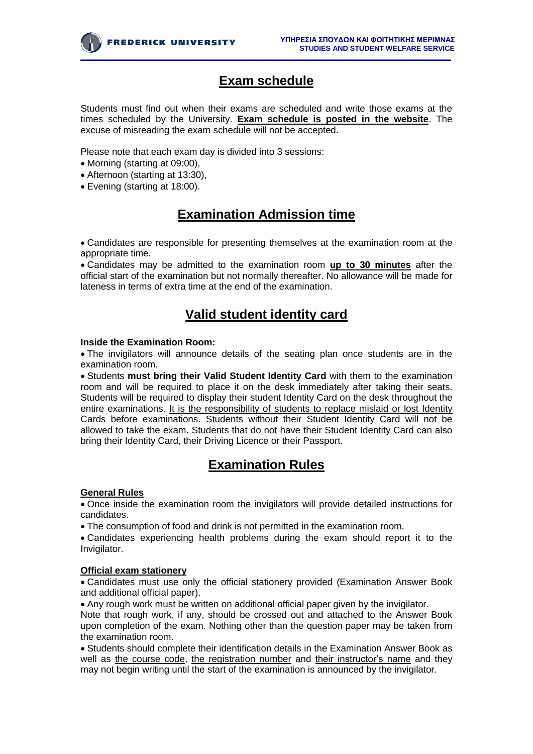# Exam schedule

Students must find out when their exams are scheduled and write those exams at the times scheduled by the University. **Exam schedule is posted in the website**. The excuse of misreading the exam schedule will not be accepted.

Please note that each exam day is divided into 3 sessions:

- Morning (starting at 09:00),
- Afternoon (starting at 13:30),
- Evening (starting at 18:00).

# Examination Admission time

- Candidates are responsible for presenting themselves at the examination room at the appropriate time.
- Candidates may be admitted to the examination room **up to 30 minutes** after the official start of the examination but not normally thereafter. No allowance will be made for lateness in terms of extra time at the end of the examination.

# Valid student identity card

**Inside the Examination Room:**

- The invigilators will announce details of the seating plan once students are in the examination room.
- Students **must bring their Valid Student Identity Card** with them to the examination room and will be required to place it on the desk immediately after taking their seats. Students will be required to display their student Identity Card on the desk throughout the entire examinations. It is the responsibility of students to replace mislaid or lost Identity Cards before examinations. Students without their Student Identity Card will not be allowed to take the exam. Students that do not have their Student Identity Card can also bring their Identity Card, their Driving Licence or their Passport.

# Examination Rules

## General Rules

- Once inside the examination room the invigilators will provide detailed instructions for candidates.
- The consumption of food and drink is not permitted in the examination room.
- Candidates experiencing health problems during the exam should report it to the Invigilator.

## Official exam stationery

- Candidates must use only the official stationery provided (Examination Answer Book and additional official paper).
- Any rough work must be written on additional official paper given by the invigilator.

Note that rough work, if any, should be crossed out and attached to the Answer Book upon completion of the exam. Nothing other than the question paper may be taken from the examination room.

- Students should complete their identification details in the Examination Answer Book as well as the course code, the registration number and their instructor's name and they may not begin writing until the start of the examination is announced by the invigilator.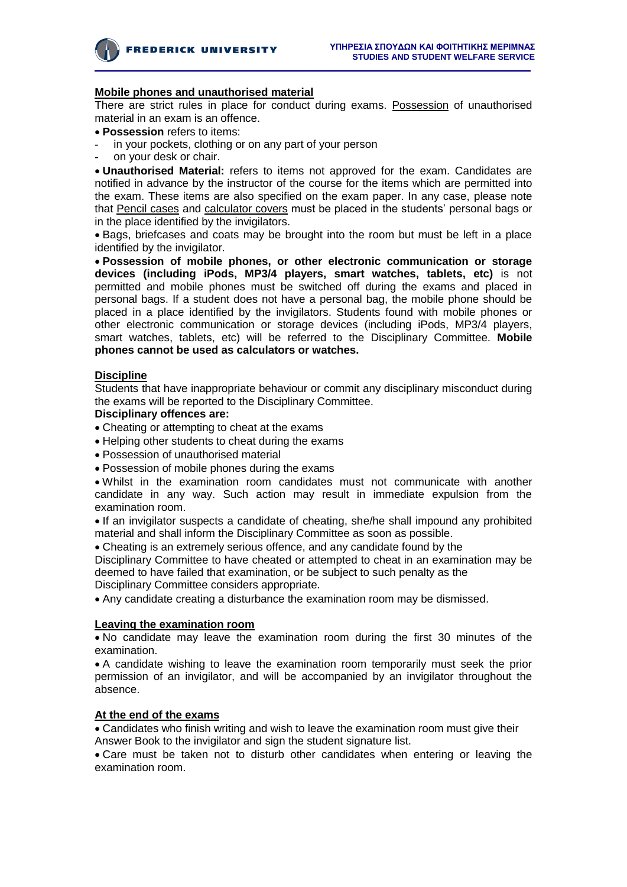## Mobile phones and unauthorised material

There are strict rules in place for conduct during exams. Possession of unauthorised material in an exam is an offence.

- **Possession** refers to items:
  - in your pockets, clothing or on any part of your person
  - on your desk or chair.
- **Unauthorised Material:** refers to items not approved for the exam. Candidates are notified in advance by the instructor of the course for the items which are permitted into the exam. These items are also specified on the exam paper. In any case, please note that Pencil cases and calculator covers must be placed in the students' personal bags or in the place identified by the invigilators.
- Bags, briefcases and coats may be brought into the room but must be left in a place identified by the invigilator.
- **Possession of mobile phones, or other electronic communication or storage devices (including iPods, MP3/4 players, smart watches, tablets, etc)** is not permitted and mobile phones must be switched off during the exams and placed in personal bags. If a student does not have a personal bag, the mobile phone should be placed in a place identified by the invigilators. Students found with mobile phones or other electronic communication or storage devices (including iPods, MP3/4 players, smart watches, tablets, etc) will be referred to the Disciplinary Committee. **Mobile phones cannot be used as calculators or watches.**

## Discipline

Students that have inappropriate behaviour or commit any disciplinary misconduct during the exams will be reported to the Disciplinary Committee.

**Disciplinary offences are:**

- Cheating or attempting to cheat at the exams
- Helping other students to cheat during the exams
- Possession of unauthorised material
- Possession of mobile phones during the exams
- Whilst in the examination room candidates must not communicate with another candidate in any way. Such action may result in immediate expulsion from the examination room.
- If an invigilator suspects a candidate of cheating, she/he shall impound any prohibited material and shall inform the Disciplinary Committee as soon as possible.
- Cheating is an extremely serious offence, and any candidate found by the Disciplinary Committee to have cheated or attempted to cheat in an examination may be deemed to have failed that examination, or be subject to such penalty as the Disciplinary Committee considers appropriate.
- Any candidate creating a disturbance the examination room may be dismissed.

## Leaving the examination room

- No candidate may leave the examination room during the first 30 minutes of the examination.
- A candidate wishing to leave the examination room temporarily must seek the prior permission of an invigilator, and will be accompanied by an invigilator throughout the absence.

## At the end of the exams

- Candidates who finish writing and wish to leave the examination room must give their Answer Book to the invigilator and sign the student signature list.
- Care must be taken not to disturb other candidates when entering or leaving the examination room.